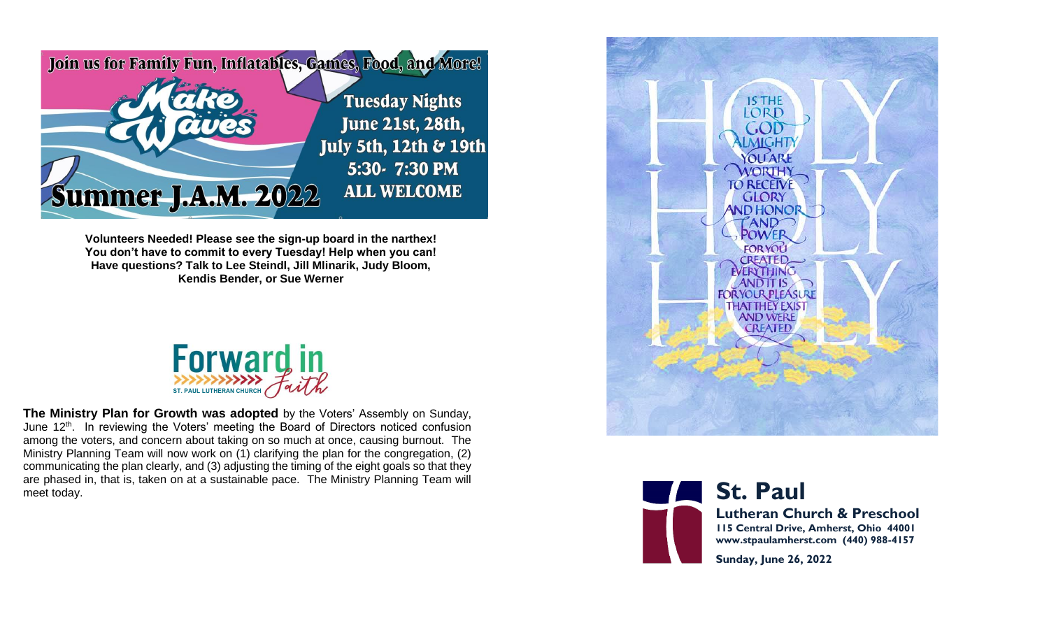Join us for Family Fun, Inflatables, Games, Food, and More!

# Make Waves

**Tuesday Nights**
**June 21st, 28th, July 5th, 12th & 19th**
**5:30- 7:30 PM**
**ALL WELCOME**

## Summer J.A.M. 2022

**Volunteers Needed! Please see the sign-up board in the narthex! You don't have to commit to every Tuesday! Help when you can! Have questions? Talk to Lee Steindl, Jill Mlinarik, Judy Bloom, Kendis Bender, or Sue Werner**

**Forward in Faith**
ST. PAUL LUTHERAN CHURCH

**The Ministry Plan for Growth was adopted** by the Voters' Assembly on Sunday, June 12th. In reviewing the Voters' meeting the Board of Directors noticed confusion among the voters, and concern about taking on so much at once, causing burnout. The Ministry Planning Team will now work on (1) clarifying the plan for the congregation, (2) communicating the plan clearly, and (3) adjusting the timing of the eight goals so that they are phased in, that is, taken on at a sustainable pace. The Ministry Planning Team will meet today.

HOLY HOLY HOLY IS THE LORD GOD ALMIGHTY YOU ARE WORTHY TO RECEIVE GLORY AND HONOR AND POWER FOR YOU CREATED EVERYTHING AND IT IS FOR YOUR PLEASURE THAT THEY EXIST AND WERE CREATED

# St. Paul

**Lutheran Church & Preschool**
**115 Central Drive, Amherst, Ohio 44001**
**www.stpaulamherst.com (440) 988-4157**

**Sunday, June 26, 2022**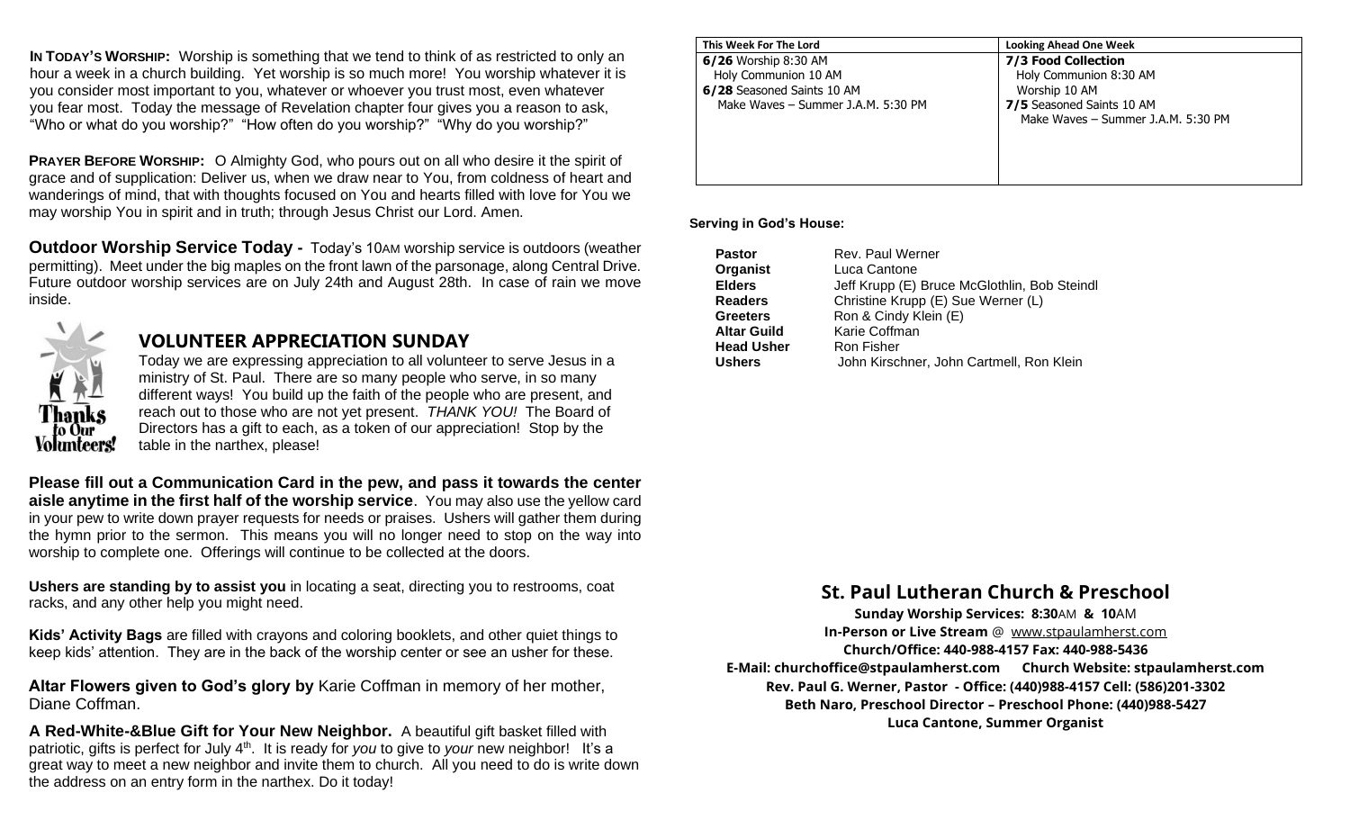**IN TODAY'S WORSHIP:** Worship is something that we tend to think of as restricted to only an hour a week in a church building. Yet worship is so much more! You worship whatever it is you consider most important to you, whatever or whoever you trust most, even whatever you fear most. Today the message of Revelation chapter four gives you a reason to ask, "Who or what do you worship?" "How often do you worship?" "Why do you worship?"

**PRAYER BEFORE WORSHIP:** O Almighty God, who pours out on all who desire it the spirit of grace and of supplication: Deliver us, when we draw near to You, from coldness of heart and wanderings of mind, that with thoughts focused on You and hearts filled with love for You we may worship You in spirit and in truth; through Jesus Christ our Lord. Amen.

**Outdoor Worship Service Today -** Today's 10AM worship service is outdoors (weather permitting). Meet under the big maples on the front lawn of the parsonage, along Central Drive. Future outdoor worship services are on July 24th and August 28th. In case of rain we move inside.

## VOLUNTEER APPRECIATION SUNDAY

Today we are expressing appreciation to all volunteer to serve Jesus in a ministry of St. Paul. There are so many people who serve, in so many different ways! You build up the faith of the people who are present, and reach out to those who are not yet present. *THANK YOU!* The Board of Directors has a gift to each, as a token of our appreciation! Stop by the table in the narthex, please!

**Please fill out a Communication Card in the pew, and pass it towards the center aisle anytime in the first half of the worship service**. You may also use the yellow card in your pew to write down prayer requests for needs or praises. Ushers will gather them during the hymn prior to the sermon. This means you will no longer need to stop on the way into worship to complete one. Offerings will continue to be collected at the doors.

**Ushers are standing by to assist you** in locating a seat, directing you to restrooms, coat racks, and any other help you might need.

**Kids' Activity Bags** are filled with crayons and coloring booklets, and other quiet things to keep kids' attention. They are in the back of the worship center or see an usher for these.

**Altar Flowers given to God's glory by** Karie Coffman in memory of her mother, Diane Coffman.

**A Red-White-&Blue Gift for Your New Neighbor.** A beautiful gift basket filled with patriotic, gifts is perfect for July 4th. It is ready for *you* to give to *your* new neighbor! It's a great way to meet a new neighbor and invite them to church. All you need to do is write down the address on an entry form in the narthex. Do it today!

| This Week For The Lord | Looking Ahead One Week |
|---|---|
| **6/26** Worship 8:30 AM<br>Holy Communion 10 AM<br>**6/28** Seasoned Saints 10 AM<br>Make Waves – Summer J.A.M. 5:30 PM | **7/3 Food Collection**<br>Holy Communion 8:30 AM<br>Worship 10 AM<br>**7/5** Seasoned Saints 10 AM<br>Make Waves – Summer J.A.M. 5:30 PM |

**Serving in God's House:**

| | |
|---|---|
| **Pastor** | Rev. Paul Werner |
| **Organist** | Luca Cantone |
| **Elders** | Jeff Krupp (E) Bruce McGlothlin, Bob Steindl |
| **Readers** | Christine Krupp (E) Sue Werner (L) |
| **Greeters** | Ron & Cindy Klein (E) |
| **Altar Guild** | Karie Coffman |
| **Head Usher** | Ron Fisher |
| **Ushers** | John Kirschner, John Cartmell, Ron Klein |

## St. Paul Lutheran Church & Preschool

**Sunday Worship Services: 8:30AM & 10AM**
**In-Person or Live Stream** @ www.stpaulamherst.com
**Church/Office: 440-988-4157 Fax: 440-988-5436**
**E-Mail: churchoffice@stpaulamherst.com Church Website: stpaulamherst.com**
**Rev. Paul G. Werner, Pastor - Office: (440)988-4157 Cell: (586)201-3302**
**Beth Naro, Preschool Director – Preschool Phone: (440)988-5427**
**Luca Cantone, Summer Organist**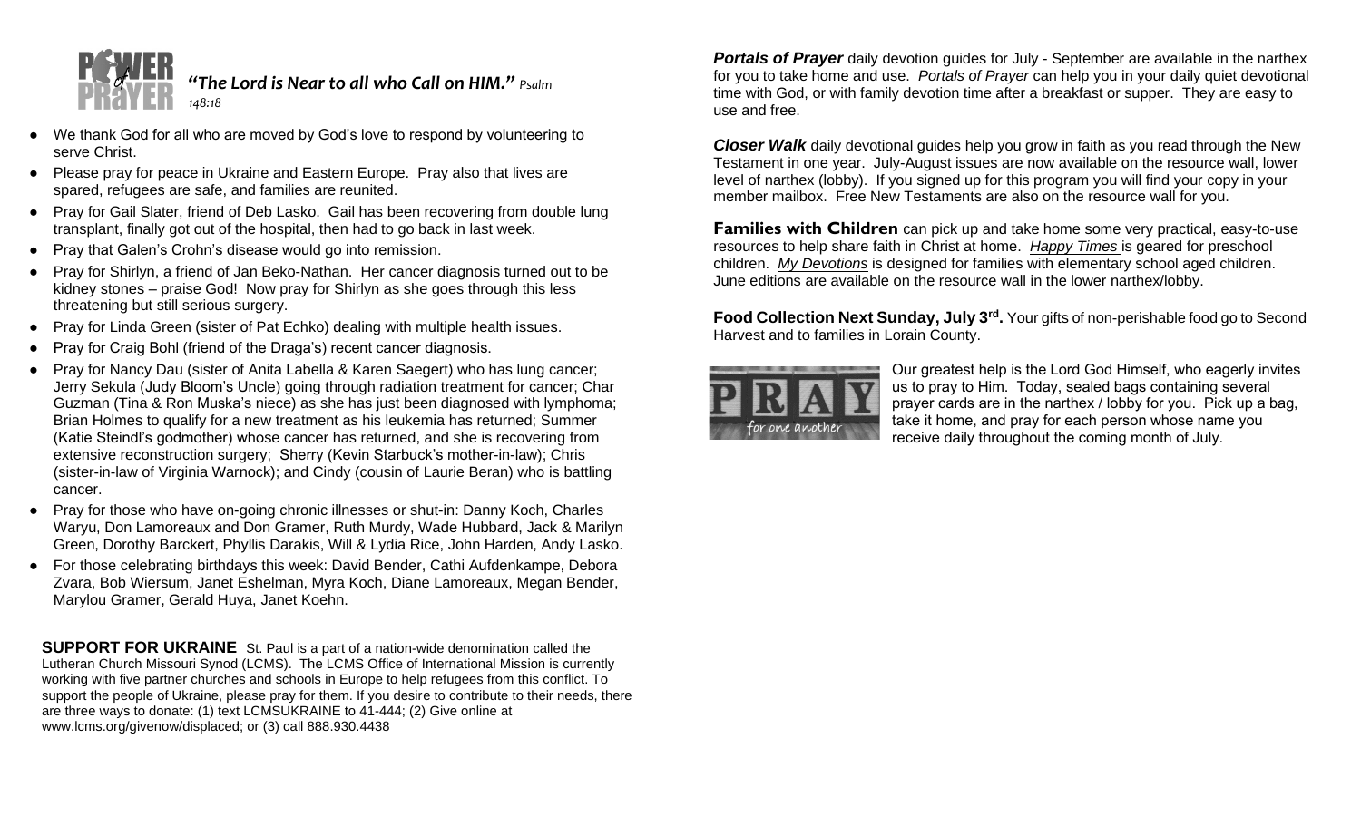## POWER of PRAYER

***"The Lord is Near to all who Call on HIM."*** *Psalm 148:18*

- We thank God for all who are moved by God's love to respond by volunteering to serve Christ.
- Please pray for peace in Ukraine and Eastern Europe. Pray also that lives are spared, refugees are safe, and families are reunited.
- Pray for Gail Slater, friend of Deb Lasko. Gail has been recovering from double lung transplant, finally got out of the hospital, then had to go back in last week.
- Pray that Galen's Crohn's disease would go into remission.
- Pray for Shirlyn, a friend of Jan Beko-Nathan. Her cancer diagnosis turned out to be kidney stones – praise God! Now pray for Shirlyn as she goes through this less threatening but still serious surgery.
- Pray for Linda Green (sister of Pat Echko) dealing with multiple health issues.
- Pray for Craig Bohl (friend of the Draga's) recent cancer diagnosis.
- Pray for Nancy Dau (sister of Anita Labella & Karen Saegert) who has lung cancer; Jerry Sekula (Judy Bloom's Uncle) going through radiation treatment for cancer; Char Guzman (Tina & Ron Muska's niece) as she has just been diagnosed with lymphoma; Brian Holmes to qualify for a new treatment as his leukemia has returned; Summer (Katie Steindl's godmother) whose cancer has returned, and she is recovering from extensive reconstruction surgery; Sherry (Kevin Starbuck's mother-in-law); Chris (sister-in-law of Virginia Warnock); and Cindy (cousin of Laurie Beran) who is battling cancer.
- Pray for those who have on-going chronic illnesses or shut-in: Danny Koch, Charles Waryu, Don Lamoreaux and Don Gramer, Ruth Murdy, Wade Hubbard, Jack & Marilyn Green, Dorothy Barckert, Phyllis Darakis, Will & Lydia Rice, John Harden, Andy Lasko.
- For those celebrating birthdays this week: David Bender, Cathi Aufdenkampe, Debora Zvara, Bob Wiersum, Janet Eshelman, Myra Koch, Diane Lamoreaux, Megan Bender, Marylou Gramer, Gerald Huya, Janet Koehn.

**SUPPORT FOR UKRAINE** St. Paul is a part of a nation-wide denomination called the Lutheran Church Missouri Synod (LCMS). The LCMS Office of International Mission is currently working with five partner churches and schools in Europe to help refugees from this conflict. To support the people of Ukraine, please pray for them. If you desire to contribute to their needs, there are three ways to donate: (1) text LCMSUKRAINE to 41-444; (2) Give online at www.lcms.org/givenow/displaced; or (3) call 888.930.4438

***Portals of Prayer*** daily devotion guides for July - September are available in the narthex for you to take home and use. *Portals of Prayer* can help you in your daily quiet devotional time with God, or with family devotion time after a breakfast or supper. They are easy to use and free.

***Closer Walk*** daily devotional guides help you grow in faith as you read through the New Testament in one year. July-August issues are now available on the resource wall, lower level of narthex (lobby). If you signed up for this program you will find your copy in your member mailbox. Free New Testaments are also on the resource wall for you.

**Families with Children** can pick up and take home some very practical, easy-to-use resources to help share faith in Christ at home. *Happy Times* is geared for preschool children. *My Devotions* is designed for families with elementary school aged children. June editions are available on the resource wall in the lower narthex/lobby.

**Food Collection Next Sunday, July 3rd.** Your gifts of non-perishable food go to Second Harvest and to families in Lorain County.

PRAY for one another

Our greatest help is the Lord God Himself, who eagerly invites us to pray to Him. Today, sealed bags containing several prayer cards are in the narthex / lobby for you. Pick up a bag, take it home, and pray for each person whose name you receive daily throughout the coming month of July.